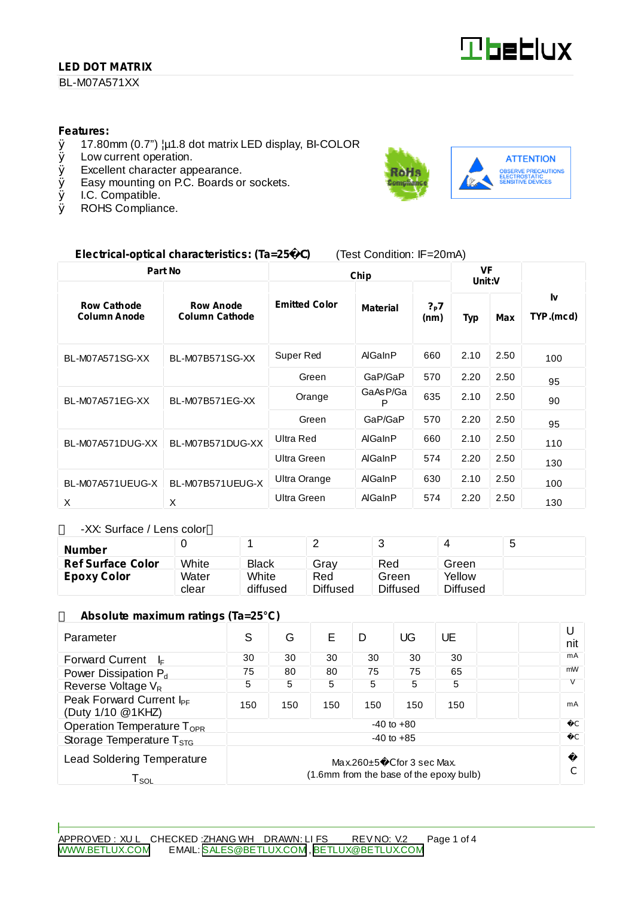**LED DOT MATRIX**

BL-M07A571XX

**Features:**

- 17.80mm (0.7") ¦µ1.8 dot matrix LED display, BI-COLOR
- Low current operation.
- Excellent character appearance.
- Easy mounting on P.C. Boards or sockets.
- I.C. Compatible.
- ROHS Compliance.

ATTENTION
OBSERVE PRECAUTIONS ELECTROSTATIC SENSITIVE DEVICES

**Electrical-optical characteristics: (Ta=25°C)** (Test Condition: IF=20mA)

| Part No | | Chip | | | VF Unit:V | | Iv |
|---|---|---|---|---|---|---|---|
| **Row Cathode Column Anode** | **Row Anode Column Cathode** | **Emitted Color** | **Material** | **λP (nm)** | **Typ** | **Max** | **TYP.(mcd)** |
| BL-M07A571SG-XX | BL-M07B571SG-XX | Super Red | AlGaInP | 660 | 2.10 | 2.50 | 100 |
| | | Green | GaP/GaP | 570 | 2.20 | 2.50 | 95 |
| BL-M07A571EG-XX | BL-M07B571EG-XX | Orange | GaAsP/GaP | 635 | 2.10 | 2.50 | 90 |
| | | Green | GaP/GaP | 570 | 2.20 | 2.50 | 95 |
| BL-M07A571DUG-XX | BL-M07B571DUG-XX | Ultra Red | AlGaInP | 660 | 2.10 | 2.50 | 110 |
| | | Ultra Green | AlGaInP | 574 | 2.20 | 2.50 | 130 |
| BL-M07A571UEUG-XX | BL-M07B571UEUG-XX | Ultra Orange | AlGaInP | 630 | 2.10 | 2.50 | 100 |
| | | Ultra Green | AlGaInP | 574 | 2.20 | 2.50 | 130 |

-XX: Surface / Lens color

| Number | 0 | 1 | 2 | 3 | 4 | 5 |
|---|---|---|---|---|---|---|
| **Ref Surface Color** | White | Black | Gray | Red | Green | |
| **Epoxy Color** | Water clear | White diffused | Red Diffused | Green Diffused | Yellow Diffused | |

**Absolute maximum ratings (Ta=25°C)**

| Parameter | S | G | E | D | UG | UE | | | Unit |
|---|---|---|---|---|---|---|---|---|---|
| Forward Current $I_F$ | 30 | 30 | 30 | 30 | 30 | 30 | | | mA |
| Power Dissipation $P_d$ | 75 | 80 | 80 | 75 | 75 | 65 | | | mW |
| Reverse Voltage $V_R$ | 5 | 5 | 5 | 5 | 5 | 5 | | | V |
| Peak Forward Current $I_{PF}$ (Duty 1/10 @1KHZ) | 150 | 150 | 150 | 150 | 150 | 150 | | | mA |
| Operation Temperature $T_{OPR}$ | -40 to +80 | | | | | | | | °C |
| Storage Temperature $T_{STG}$ | -40 to +85 | | | | | | | | °C |
| Lead Soldering Temperature $T_{SOL}$ | Max.260±5°C for 3 sec Max. (1.6mm from the base of the epoxy bulb) | | | | | | | | °C |

APPROVED : XU L CHECKED :ZHANG WH DRAWN: LI FS REV NO: V.2

WWW.BETLUX.COM EMAIL: SALES@BETLUX.COM , BETLUX@BETLUX.COM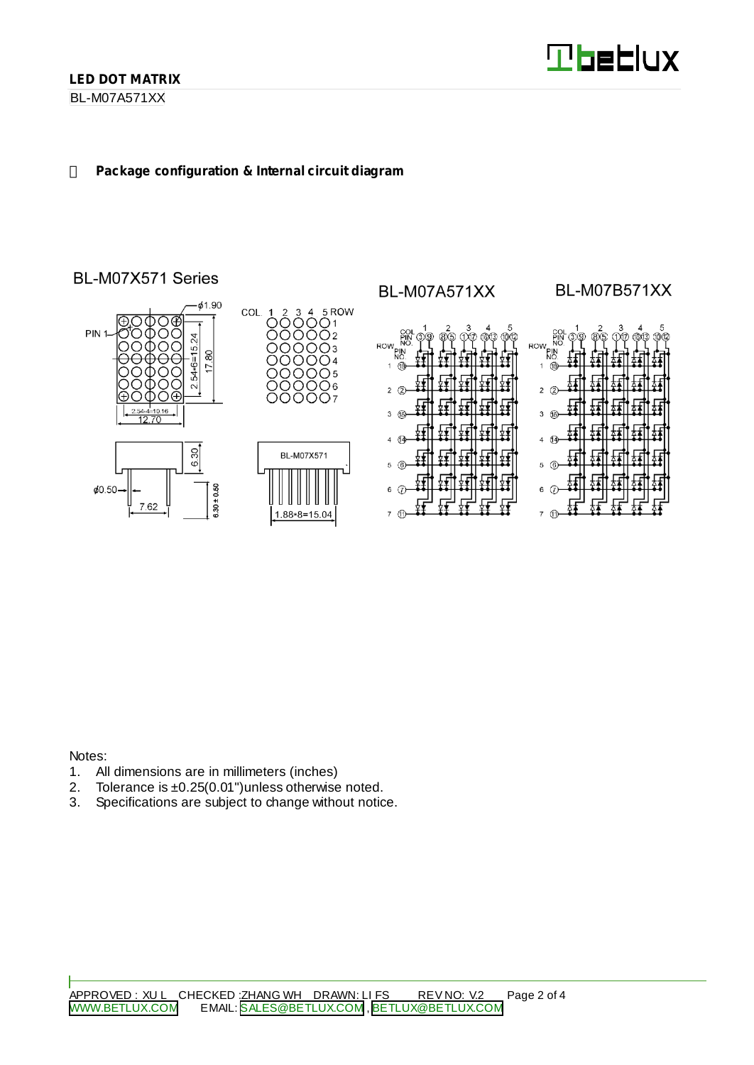## Package configuration & Internal circuit diagram

BL-M07X571 Series

BL-M07A571XX

BL-M07B571XX

Notes:

1. All dimensions are in millimeters (inches)
2. Tolerance is ±0.25(0.01")unless otherwise noted.
3. Specifications are subject to change without notice.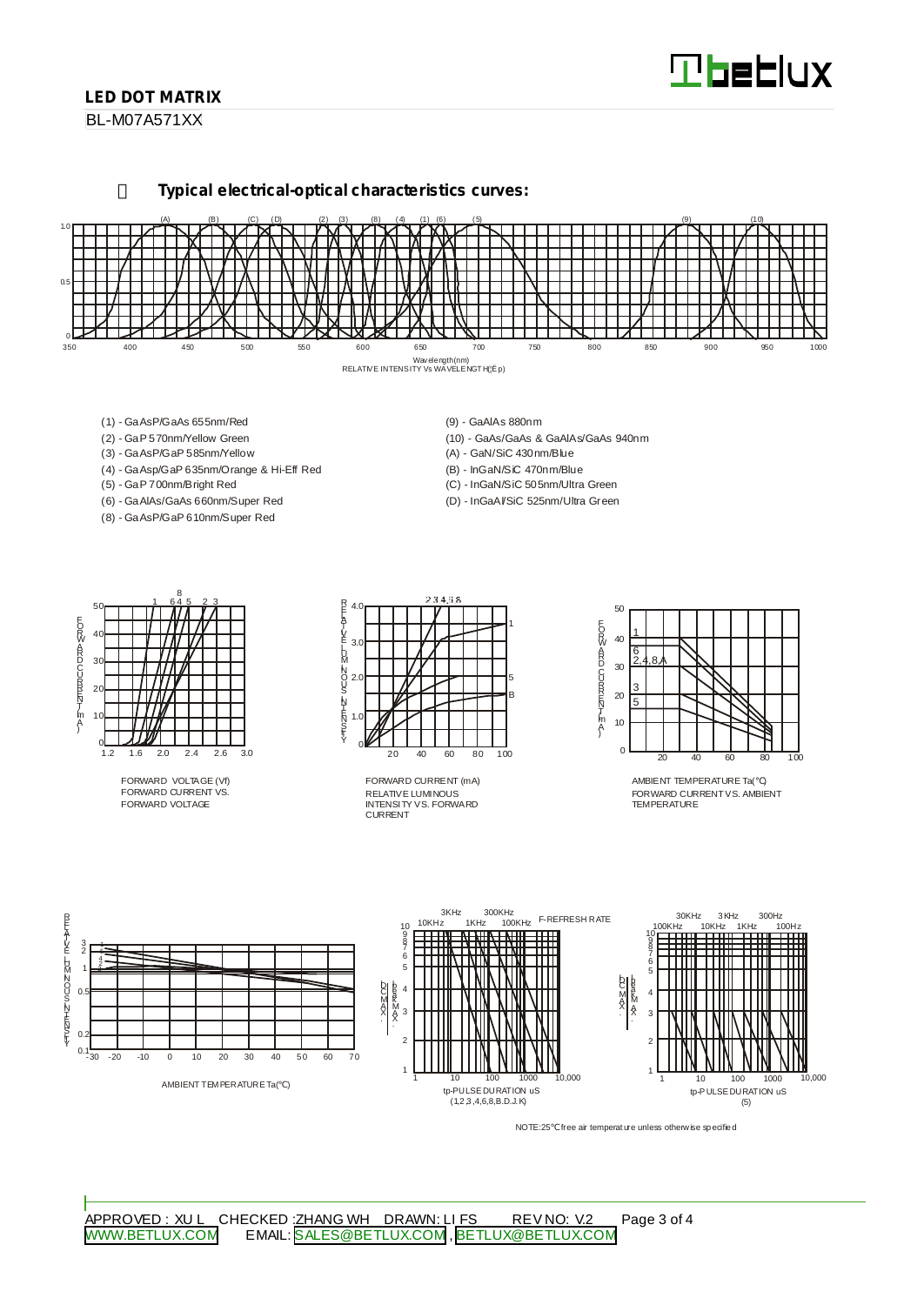## Typical electrical-optical characteristics curves:

Wavelength(nm)
RELATIVE INTENSITY Vs WAVELENGTH(λp)

- (1) - GaAsP/GaAs 655nm/Red
- (2) - GaP 570nm/Yellow Green
- (3) - GaAsP/GaP 585nm/Yellow
- (4) - GaAsp/GaP 635nm/Orange & Hi-Eff Red
- (5) - GaP 700nm/Bright Red
- (6) - GaAlAs/GaAs 660nm/Super Red
- (8) - GaAsP/GaP 610nm/Super Red
- (9) - GaAlAs 880nm
- (10) - GaAs/GaAs & GaAlAs/GaAs 940nm
- (A) - GaN/SiC 430nm/Blue
- (B) - InGaN/SiC 470nm/Blue
- (C) - InGaN/SiC 505nm/Ultra Green
- (D) - InGaAl/SiC 525nm/Ultra Green

FORWARD VOLTAGE (Vf)
FORWARD CURRENT VS. FORWARD VOLTAGE

FORWARD CURRENT (mA)
RELATIVE LUMINOUS INTENSITY VS. FORWARD CURRENT

AMBIENT TEMPERATURE Ta(℃)
FORWARD CURRENT VS. AMBIENT TEMPERATURE

AMBIENT TEMPERATURE Ta(℃)

tp-PULSE DURATION uS
(1,2,3,4,6,8,B,D,J,K)

tp-PULSE DURATION uS
(5)

NOTE:25℃ free air temperature unless otherwise specified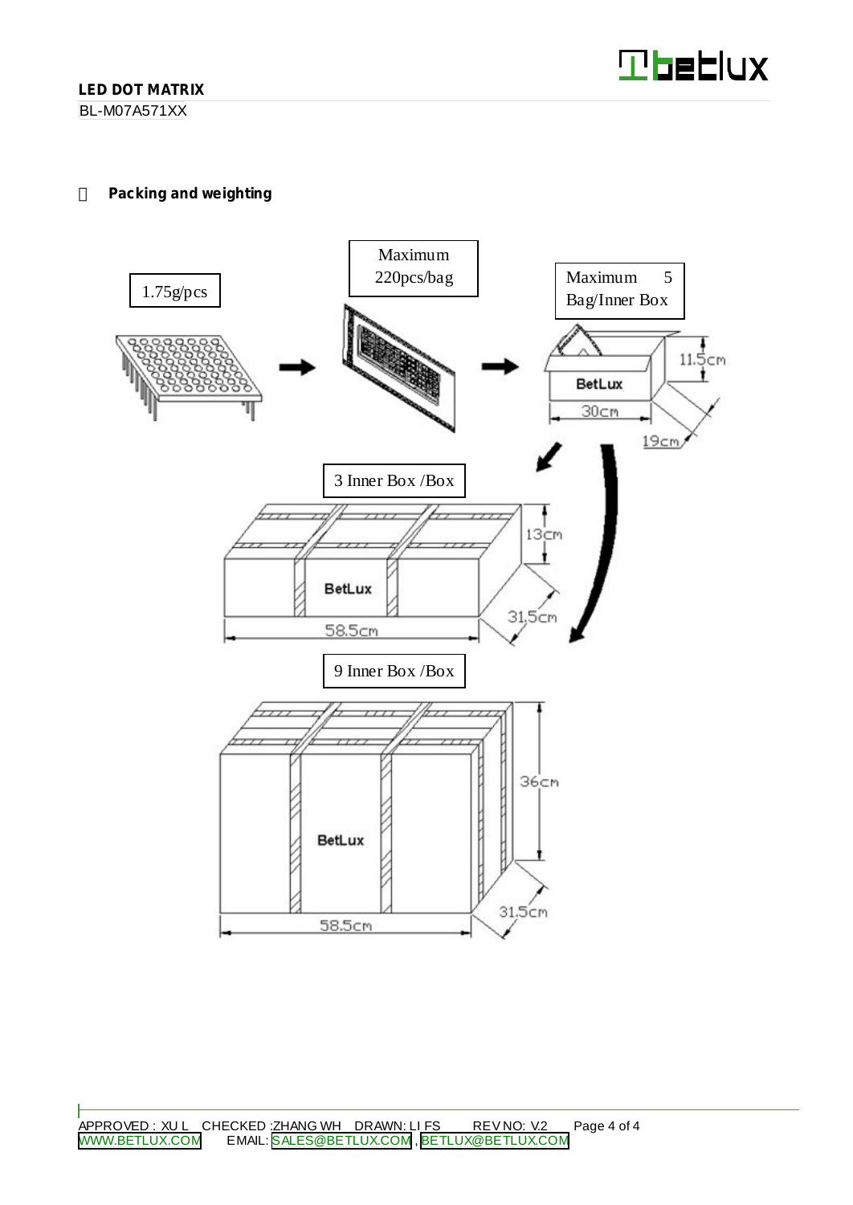## Packing and weighting

1.75g/pcs

Maximum 220pcs/bag

Maximum 5 Bag/Inner Box

BetLux

11.5cm

30cm

19cm

3 Inner Box /Box

BetLux

13cm

58.5cm

31.5cm

9 Inner Box /Box

BetLux

36cm

58.5cm

31.5cm